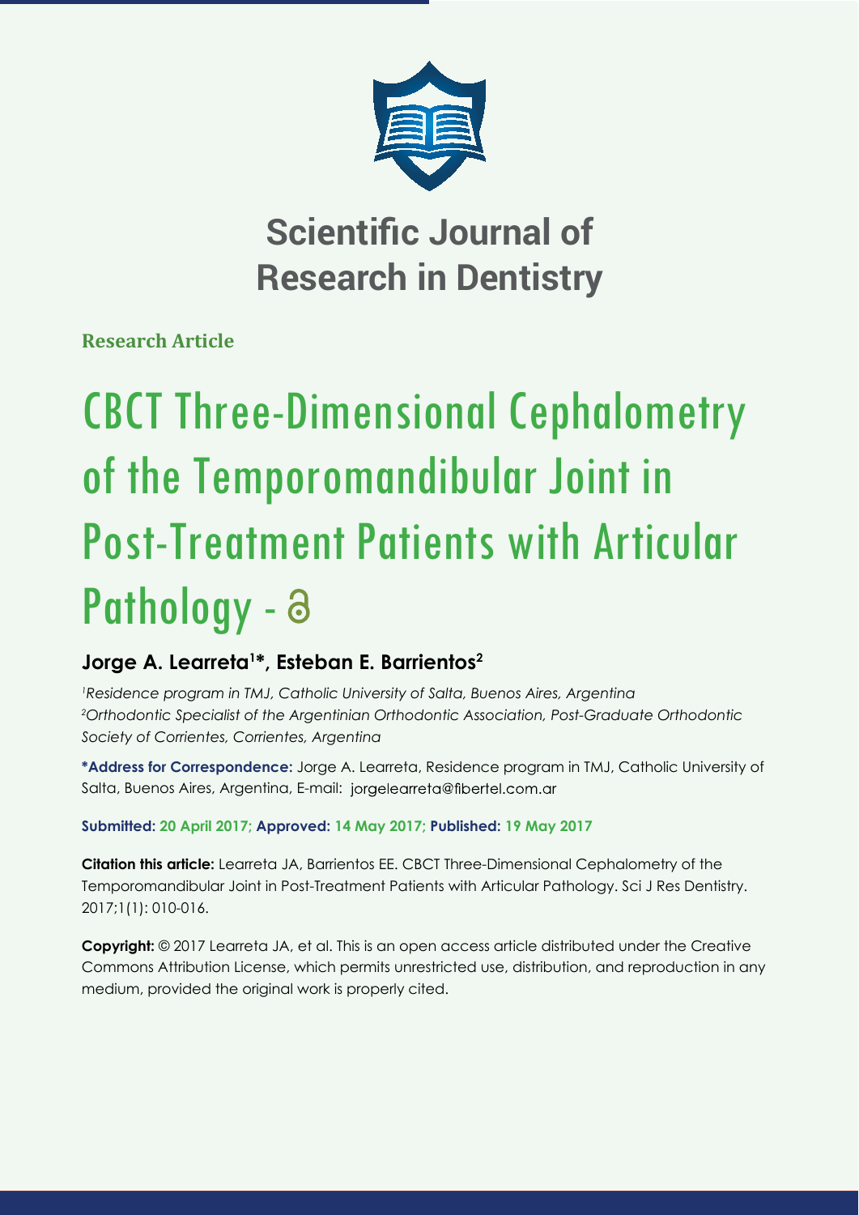# Scientific Journal of Research in Dentistry

**Research Article**

# CBCT Three-Dimensional Cephalometry of the Temporomandibular Joint in Post-Treatment Patients with Articular Pathology -

**Jorge A. Learreta[1]*, Esteban E. Barrientos[2]**

*[1]Residence program in TMJ, Catholic University of Salta, Buenos Aires, Argentina*
*[2]Orthodontic Specialist of the Argentinian Orthodontic Association, Post-Graduate Orthodontic Society of Corrientes, Corrientes, Argentina*

**\*Address for Correspondence:** Jorge A. Learreta, Residence program in TMJ, Catholic University of Salta, Buenos Aires, Argentina, E-mail: jorgelearreta@fibertel.com.ar

**Submitted: 20 April 2017; Approved: 14 May 2017; Published: 19 May 2017**

**Citation this article:** Learreta JA, Barrientos EE. CBCT Three-Dimensional Cephalometry of the Temporomandibular Joint in Post-Treatment Patients with Articular Pathology. Sci J Res Dentistry. 2017;1(1): 010-016.

**Copyright:** © 2017 Learreta JA, et al. This is an open access article distributed under the Creative Commons Attribution License, which permits unrestricted use, distribution, and reproduction in any medium, provided the original work is properly cited.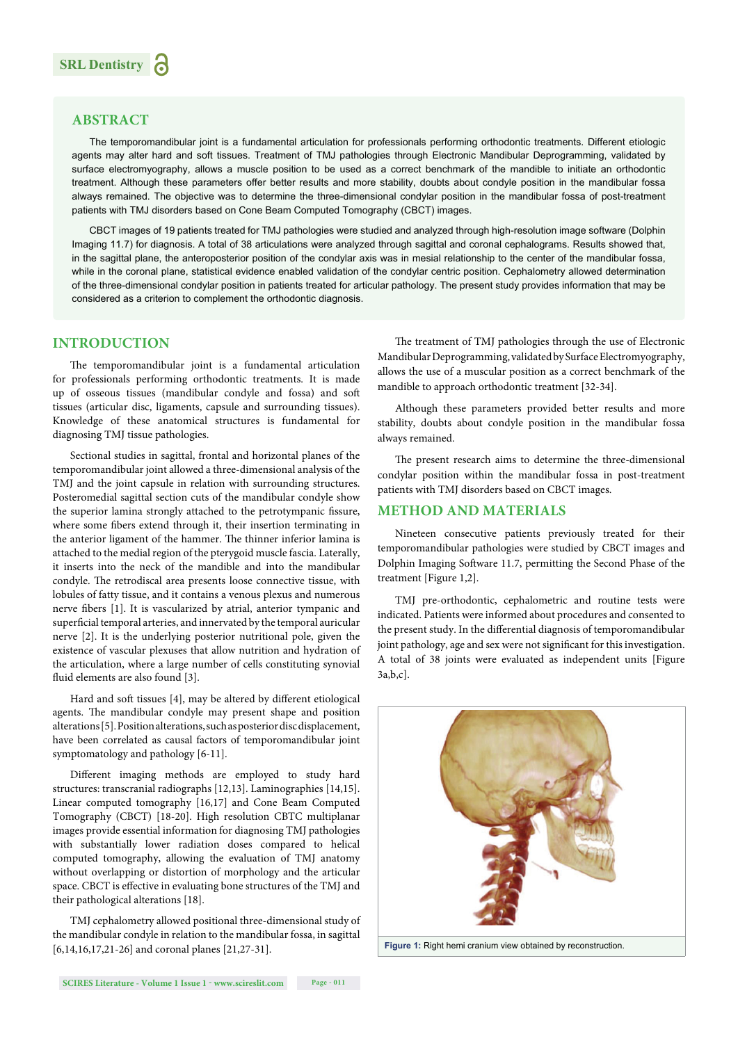## ABSTRACT

The temporomandibular joint is a fundamental articulation for professionals performing orthodontic treatments. Different etiologic agents may alter hard and soft tissues. Treatment of TMJ pathologies through Electronic Mandibular Deprogramming, validated by surface electromyography, allows a muscle position to be used as a correct benchmark of the mandible to initiate an orthodontic treatment. Although these parameters offer better results and more stability, doubts about condyle position in the mandibular fossa always remained. The objective was to determine the three-dimensional condylar position in the mandibular fossa of post-treatment patients with TMJ disorders based on Cone Beam Computed Tomography (CBCT) images.

CBCT images of 19 patients treated for TMJ pathologies were studied and analyzed through high-resolution image software (Dolphin Imaging 11.7) for diagnosis. A total of 38 articulations were analyzed through sagittal and coronal cephalograms. Results showed that, in the sagittal plane, the anteroposterior position of the condylar axis was in mesial relationship to the center of the mandibular fossa, while in the coronal plane, statistical evidence enabled validation of the condylar centric position. Cephalometry allowed determination of the three-dimensional condylar position in patients treated for articular pathology. The present study provides information that may be considered as a criterion to complement the orthodontic diagnosis.

## INTRODUCTION

The temporomandibular joint is a fundamental articulation for professionals performing orthodontic treatments. It is made up of osseous tissues (mandibular condyle and fossa) and soft tissues (articular disc, ligaments, capsule and surrounding tissues). Knowledge of these anatomical structures is fundamental for diagnosing TMJ tissue pathologies.

Sectional studies in sagittal, frontal and horizontal planes of the temporomandibular joint allowed a three-dimensional analysis of the TMJ and the joint capsule in relation with surrounding structures. Posteromedial sagittal section cuts of the mandibular condyle show the superior lamina strongly attached to the petrotympanic fissure, where some fibers extend through it, their insertion terminating in the anterior ligament of the hammer. The thinner inferior lamina is attached to the medial region of the pterygoid muscle fascia. Laterally, it inserts into the neck of the mandible and into the mandibular condyle. The retrodiscal area presents loose connective tissue, with lobules of fatty tissue, and it contains a venous plexus and numerous nerve fibers [1]. It is vascularized by atrial, anterior tympanic and superficial temporal arteries, and innervated by the temporal auricular nerve [2]. It is the underlying posterior nutritional pole, given the existence of vascular plexuses that allow nutrition and hydration of the articulation, where a large number of cells constituting synovial fluid elements are also found [3].

Hard and soft tissues [4], may be altered by different etiological agents. The mandibular condyle may present shape and position alterations [5]. Position alterations, such as posterior disc displacement, have been correlated as causal factors of temporomandibular joint symptomatology and pathology [6-11].

Different imaging methods are employed to study hard structures: transcranial radiographs [12,13]. Laminographies [14,15]. Linear computed tomography [16,17] and Cone Beam Computed Tomography (CBCT) [18-20]. High resolution CBTC multiplanar images provide essential information for diagnosing TMJ pathologies with substantially lower radiation doses compared to helical computed tomography, allowing the evaluation of TMJ anatomy without overlapping or distortion of morphology and the articular space. CBCT is effective in evaluating bone structures of the TMJ and their pathological alterations [18].

TMJ cephalometry allowed positional three-dimensional study of the mandibular condyle in relation to the mandibular fossa, in sagittal [6,14,16,17,21-26] and coronal planes [21,27-31].

The treatment of TMJ pathologies through the use of Electronic Mandibular Deprogramming, validated by Surface Electromyography, allows the use of a muscular position as a correct benchmark of the mandible to approach orthodontic treatment [32-34].

Although these parameters provided better results and more stability, doubts about condyle position in the mandibular fossa always remained.

The present research aims to determine the three-dimensional condylar position within the mandibular fossa in post-treatment patients with TMJ disorders based on CBCT images.

## METHOD AND MATERIALS

Nineteen consecutive patients previously treated for their temporomandibular pathologies were studied by CBCT images and Dolphin Imaging Software 11.7, permitting the Second Phase of the treatment [Figure 1,2].

TMJ pre-orthodontic, cephalometric and routine tests were indicated. Patients were informed about procedures and consented to the present study. In the differential diagnosis of temporomandibular joint pathology, age and sex were not significant for this investigation. A total of 38 joints were evaluated as independent units [Figure 3a,b,c].

**Figure 1:** Right hemi cranium view obtained by reconstruction.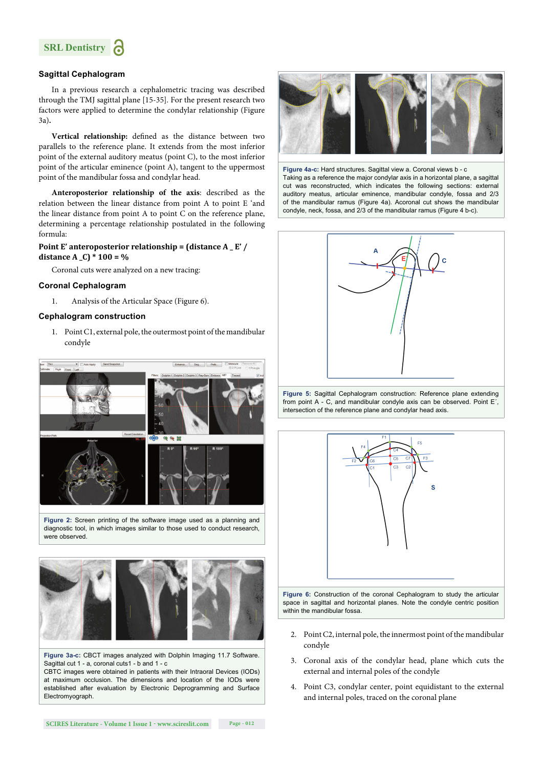## Sagittal Cephalogram

In a previous research a cephalometric tracing was described through the TMJ sagittal plane [15-35]. For the present research two factors were applied to determine the condylar relationship (Figure 3a).

**Vertical relationship:** defined as the distance between two parallels to the reference plane. It extends from the most inferior point of the external auditory meatus (point C), to the most inferior point of the articular eminence (point A), tangent to the uppermost point of the mandibular fossa and condylar head.

**Anteroposterior relationship of the axis**: described as the relation between the linear distance from point A to point E 'and the linear distance from point A to point C on the reference plane, determining a percentage relationship postulated in the following formula:

**Point E' anteroposterior relationship = (distance A _ E' / distance A _C) * 100 = %**

Coronal cuts were analyzed on a new tracing:

## Coronal Cephalogram

1. Analysis of the Articular Space (Figure 6).

## Cephalogram construction

1. Point C1, external pole, the outermost point of the mandibular condyle

**Figure 2:** Screen printing of the software image used as a planning and diagnostic tool, in which images similar to those used to conduct research, were observed.

**Figure 3a-c:** CBCT images analyzed with Dolphin Imaging 11.7 Software. Sagittal cut 1 - a, coronal cuts1 - b and 1 - c
CBTC images were obtained in patients with their Intraoral Devices (IODs) at maximum occlusion. The dimensions and location of the IODs were established after evaluation by Electronic Deprogramming and Surface Electromyograph.

**Figure 4a-c:** Hard structures. Sagittal view a. Coronal views b - c
Taking as a reference the major condylar axis in a horizontal plane, a sagittal cut was reconstructed, which indicates the following sections: external auditory meatus, articular eminence, mandibular condyle, fossa and 2/3 of the mandibular ramus (Figure 4a). Acoronal cut shows the mandibular condyle, neck, fossa, and 2/3 of the mandibular ramus (Figure 4 b-c).

**Figure 5:** Sagittal Cephalogram construction: Reference plane extending from point A - C, and mandibular condyle axis can be observed. Point E´, intersection of the reference plane and condylar head axis.

**Figure 6:** Construction of the coronal Cephalogram to study the articular space in sagittal and horizontal planes. Note the condyle centric position within the mandibular fossa.

2. Point C2, internal pole, the innermost point of the mandibular condyle
3. Coronal axis of the condylar head, plane which cuts the external and internal poles of the condyle
4. Point C3, condylar center, point equidistant to the external and internal poles, traced on the coronal plane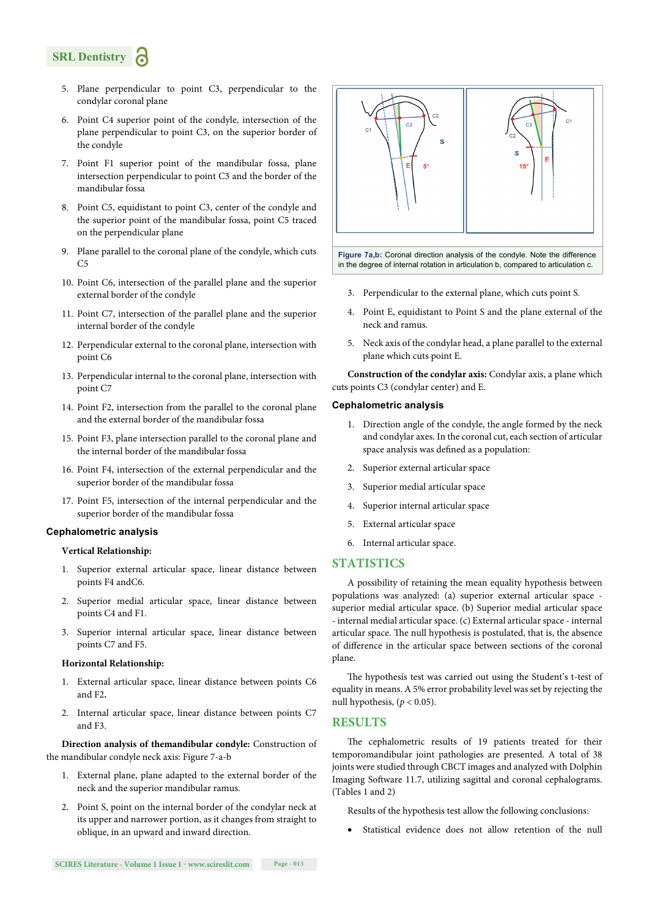5. Plane perpendicular to point C3, perpendicular to the condylar coronal plane
6. Point C4 superior point of the condyle, intersection of the plane perpendicular to point C3, on the superior border of the condyle
7. Point F1 superior point of the mandibular fossa, plane intersection perpendicular to point C3 and the border of the mandibular fossa
8. Point C5, equidistant to point C3, center of the condyle and the superior point of the mandibular fossa, point C5 traced on the perpendicular plane
9. Plane parallel to the coronal plane of the condyle, which cuts C5
10. Point C6, intersection of the parallel plane and the superior external border of the condyle
11. Point C7, intersection of the parallel plane and the superior internal border of the condyle
12. Perpendicular external to the coronal plane, intersection with point C6
13. Perpendicular internal to the coronal plane, intersection with point C7
14. Point F2, intersection from the parallel to the coronal plane and the external border of the mandibular fossa
15. Point F3, plane intersection parallel to the coronal plane and the internal border of the mandibular fossa
16. Point F4, intersection of the external perpendicular and the superior border of the mandibular fossa
17. Point F5, intersection of the internal perpendicular and the superior border of the mandibular fossa

### Cephalometric analysis

**Vertical Relationship:**

1. Superior external articular space, linear distance between points F4 andC6.
2. Superior medial articular space, linear distance between points C4 and F1.
3. Superior internal articular space, linear distance between points C7 and F5.

**Horizontal Relationship:**

1. External articular space, linear distance between points C6 and F2**.**
2. Internal articular space, linear distance between points C7 and F3.

**Direction analysis of themandibular condyle:** Construction of the mandibular condyle neck axis: Figure 7-a-b

1. External plane, plane adapted to the external border of the neck and the superior mandibular ramus.
2. Point S, point on the internal border of the condylar neck at its upper and narrower portion, as it changes from straight to oblique, in an upward and inward direction.

**Figure 7a,b:** Coronal direction analysis of the condyle. Note the difference in the degree of internal rotation in articulation b, compared to articulation c.

3. Perpendicular to the external plane, which cuts point S.
4. Point E, equidistant to Point S and the plane external of the neck and ramus.
5. Neck axis of the condylar head, a plane parallel to the external plane which cuts point E.

**Construction of the condylar axis:** Condylar axis, a plane which cuts points C3 (condylar center) and E.

### Cephalometric analysis

1. Direction angle of the condyle, the angle formed by the neck and condylar axes. In the coronal cut, each section of articular space analysis was defined as a population:
2. Superior external articular space
3. Superior medial articular space
4. Superior internal articular space
5. External articular space
6. Internal articular space.

## STATISTICS

A possibility of retaining the mean equality hypothesis between populations was analyzed: (a) superior external articular space - superior medial articular space. (b) Superior medial articular space - internal medial articular space. (c) External articular space - internal articular space. The null hypothesis is postulated, that is, the absence of difference in the articular space between sections of the coronal plane.

The hypothesis test was carried out using the Student's t-test of equality in means. A 5% error probability level was set by rejecting the null hypothesis, ($p < 0.05$).

## RESULTS

The cephalometric results of 19 patients treated for their temporomandibular joint pathologies are presented. A total of 38 joints were studied through CBCT images and analyzed with Dolphin Imaging Software 11.7, utilizing sagittal and coronal cephalograms. (Tables 1 and 2)

Results of the hypothesis test allow the following conclusions:

- Statistical evidence does not allow retention of the null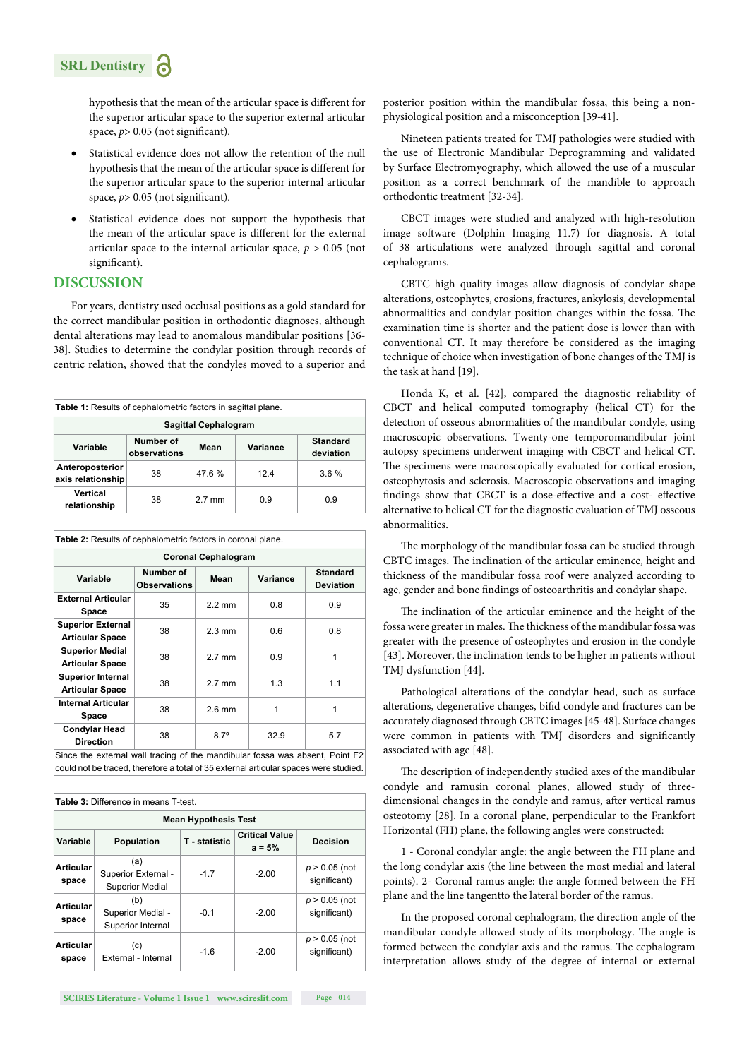hypothesis that the mean of the articular space is different for the superior articular space to the superior external articular space, $p > 0.05$ (not significant).

- Statistical evidence does not allow the retention of the null hypothesis that the mean of the articular space is different for the superior articular space to the superior internal articular space, $p > 0.05$ (not significant).
- Statistical evidence does not support the hypothesis that the mean of the articular space is different for the external articular space to the internal articular space, $p > 0.05$ (not significant).

## DISCUSSION

For years, dentistry used occlusal positions as a gold standard for the correct mandibular position in orthodontic diagnoses, although dental alterations may lead to anomalous mandibular positions [36-38]. Studies to determine the condylar position through records of centric relation, showed that the condyles moved to a superior and posterior position within the mandibular fossa, this being a non-physiological position and a misconception [39-41].

Nineteen patients treated for TMJ pathologies were studied with the use of Electronic Mandibular Deprogramming and validated by Surface Electromyography, which allowed the use of a muscular position as a correct benchmark of the mandible to approach orthodontic treatment [32-34].

CBCT images were studied and analyzed with high-resolution image software (Dolphin Imaging 11.7) for diagnosis. A total of 38 articulations were analyzed through sagittal and coronal cephalograms.

CBTC high quality images allow diagnosis of condylar shape alterations, osteophytes, erosions, fractures, ankylosis, developmental abnormalities and condylar position changes within the fossa. The examination time is shorter and the patient dose is lower than with conventional CT. It may therefore be considered as the imaging technique of choice when investigation of bone changes of the TMJ is the task at hand [19].

Honda K, et al. [42], compared the diagnostic reliability of CBCT and helical computed tomography (helical CT) for the detection of osseous abnormalities of the mandibular condyle, using macroscopic observations. Twenty-one temporomandibular joint autopsy specimens underwent imaging with CBCT and helical CT. The specimens were macroscopically evaluated for cortical erosion, osteophytosis and sclerosis. Macroscopic observations and imaging findings show that CBCT is a dose-effective and a cost- effective alternative to helical CT for the diagnostic evaluation of TMJ osseous abnormalities.

The morphology of the mandibular fossa can be studied through CBTC images. The inclination of the articular eminence, height and thickness of the mandibular fossa roof were analyzed according to age, gender and bone findings of osteoarthritis and condylar shape.

The inclination of the articular eminence and the height of the fossa were greater in males. The thickness of the mandibular fossa was greater with the presence of osteophytes and erosion in the condyle [43]. Moreover, the inclination tends to be higher in patients without TMJ dysfunction [44].

Pathological alterations of the condylar head, such as surface alterations, degenerative changes, bifid condyle and fractures can be accurately diagnosed through CBTC images [45-48]. Surface changes were common in patients with TMJ disorders and significantly associated with age [48].

The description of independently studied axes of the mandibular condyle and ramusin coronal planes, allowed study of three-dimensional changes in the condyle and ramus, after vertical ramus osteotomy [28]. In a coronal plane, perpendicular to the Frankfort Horizontal (FH) plane, the following angles were constructed:

1 - Coronal condylar angle: the angle between the FH plane and the long condylar axis (the line between the most medial and lateral points). 2- Coronal ramus angle: the angle formed between the FH plane and the line tangentto the lateral border of the ramus.

In the proposed coronal cephalogram, the direction angle of the mandibular condyle allowed study of its morphology. The angle is formed between the condylar axis and the ramus. The cephalogram interpretation allows study of the degree of internal or external

**Table 1:** Results of cephalometric factors in sagittal plane.

| Sagittal Cephalogram | | | | |
|---|---|---|---|---|
| Variable | Number of observations | Mean | Variance | Standard deviation |
| Anteroposterior axis relationship | 38 | 47.6 % | 12.4 | 3.6 % |
| Vertical relationship | 38 | 2.7 mm | 0.9 | 0.9 |

**Table 2:** Results of cephalometric factors in coronal plane.

| Coronal Cephalogram | | | | |
|---|---|---|---|---|
| Variable | Number of Observations | Mean | Variance | Standard Deviation |
| External Articular Space | 35 | 2.2 mm | 0.8 | 0.9 |
| Superior External Articular Space | 38 | 2.3 mm | 0.6 | 0.8 |
| Superior Medial Articular Space | 38 | 2.7 mm | 0.9 | 1 |
| Superior Internal Articular Space | 38 | 2.7 mm | 1.3 | 1.1 |
| Internal Articular Space | 38 | 2.6 mm | 1 | 1 |
| Condylar Head Direction | 38 | 8.7° | 32.9 | 5.7 |

Since the external wall tracing of the mandibular fossa was absent, Point F2 could not be traced, therefore a total of 35 external articular spaces were studied.

**Table 3:** Difference in means T-test.

| Mean Hypothesis Test | | | | |
|---|---|---|---|---|
| Variable | Population | T - statistic | Critical Value a = 5% | Decision |
| Articular space | (a) Superior External - Superior Medial | -1.7 | -2.00 | $p > 0.05$ (not significant) |
| Articular space | (b) Superior Medial - Superior Internal | -0.1 | -2.00 | $p > 0.05$ (not significant) |
| Articular space | (c) External - Internal | -1.6 | -2.00 | $p > 0.05$ (not significant) |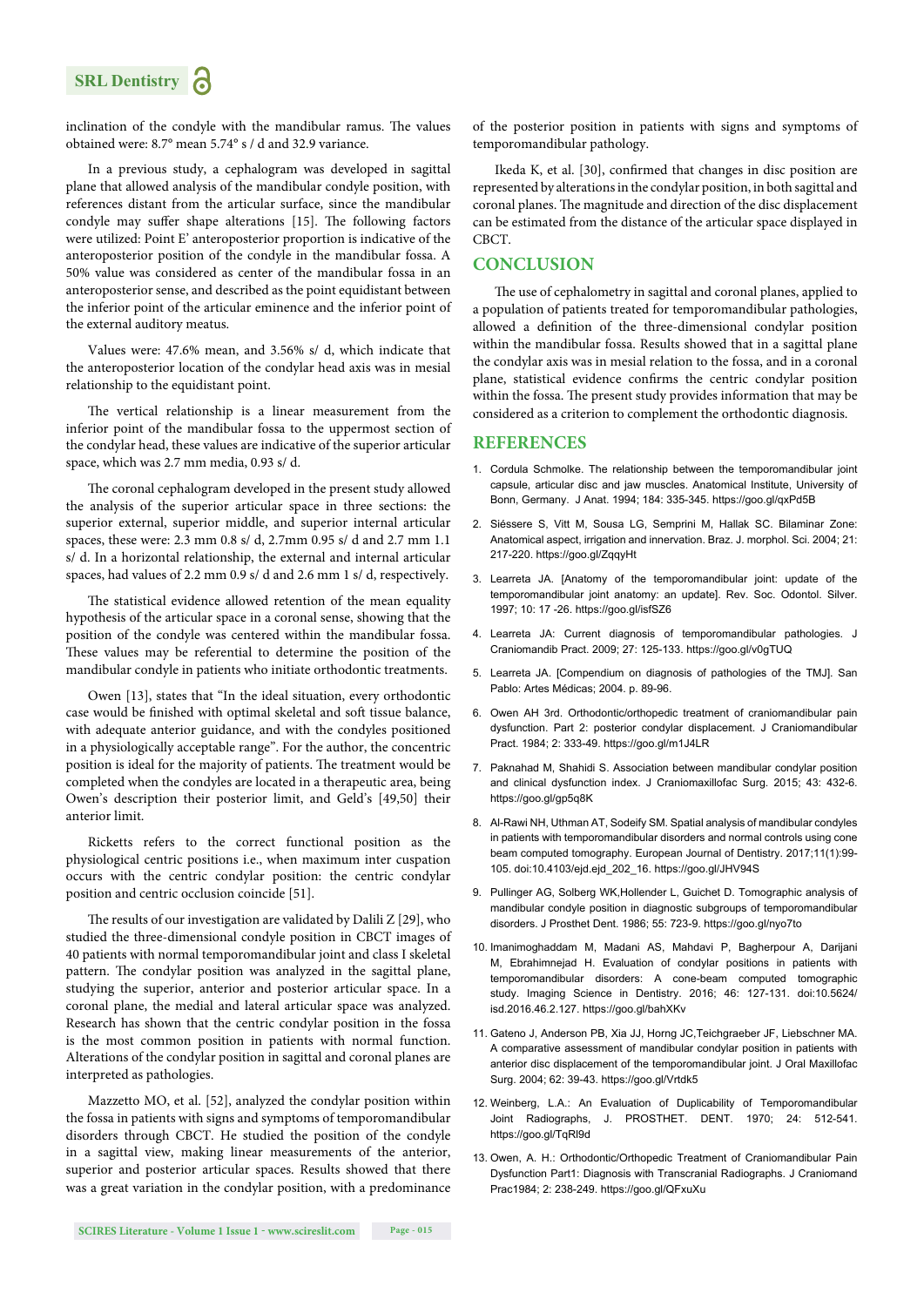inclination of the condyle with the mandibular ramus. The values obtained were: 8.7° mean 5.74° s / d and 32.9 variance.

In a previous study, a cephalogram was developed in sagittal plane that allowed analysis of the mandibular condyle position, with references distant from the articular surface, since the mandibular condyle may suffer shape alterations [15]. The following factors were utilized: Point E' anteroposterior proportion is indicative of the anteroposterior position of the condyle in the mandibular fossa. A 50% value was considered as center of the mandibular fossa in an anteroposterior sense, and described as the point equidistant between the inferior point of the articular eminence and the inferior point of the external auditory meatus.

Values were: 47.6% mean, and 3.56% s/ d, which indicate that the anteroposterior location of the condylar head axis was in mesial relationship to the equidistant point.

The vertical relationship is a linear measurement from the inferior point of the mandibular fossa to the uppermost section of the condylar head, these values are indicative of the superior articular space, which was 2.7 mm media, 0.93 s/ d.

The coronal cephalogram developed in the present study allowed the analysis of the superior articular space in three sections: the superior external, superior middle, and superior internal articular spaces, these were: 2.3 mm 0.8 s/ d, 2.7mm 0.95 s/ d and 2.7 mm 1.1 s/ d. In a horizontal relationship, the external and internal articular spaces, had values of 2.2 mm 0.9 s/ d and 2.6 mm 1 s/ d, respectively.

The statistical evidence allowed retention of the mean equality hypothesis of the articular space in a coronal sense, showing that the position of the condyle was centered within the mandibular fossa. These values may be referential to determine the position of the mandibular condyle in patients who initiate orthodontic treatments.

Owen [13], states that "In the ideal situation, every orthodontic case would be finished with optimal skeletal and soft tissue balance, with adequate anterior guidance, and with the condyles positioned in a physiologically acceptable range". For the author, the concentric position is ideal for the majority of patients. The treatment would be completed when the condyles are located in a therapeutic area, being Owen's description their posterior limit, and Geld's [49,50] their anterior limit.

Ricketts refers to the correct functional position as the physiological centric positions i.e., when maximum inter cuspation occurs with the centric condylar position: the centric condylar position and centric occlusion coincide [51].

The results of our investigation are validated by Dalili Z [29], who studied the three-dimensional condyle position in CBCT images of 40 patients with normal temporomandibular joint and class I skeletal pattern. The condylar position was analyzed in the sagittal plane, studying the superior, anterior and posterior articular space. In a coronal plane, the medial and lateral articular space was analyzed. Research has shown that the centric condylar position in the fossa is the most common position in patients with normal function. Alterations of the condylar position in sagittal and coronal planes are interpreted as pathologies.

Mazzetto MO, et al. [52], analyzed the condylar position within the fossa in patients with signs and symptoms of temporomandibular disorders through CBCT. He studied the position of the condyle in a sagittal view, making linear measurements of the anterior, superior and posterior articular spaces. Results showed that there was a great variation in the condylar position, with a predominance of the posterior position in patients with signs and symptoms of temporomandibular pathology.

Ikeda K, et al. [30], confirmed that changes in disc position are represented by alterations in the condylar position, in both sagittal and coronal planes. The magnitude and direction of the disc displacement can be estimated from the distance of the articular space displayed in CBCT.

## CONCLUSION

The use of cephalometry in sagittal and coronal planes, applied to a population of patients treated for temporomandibular pathologies, allowed a definition of the three-dimensional condylar position within the mandibular fossa. Results showed that in a sagittal plane the condylar axis was in mesial relation to the fossa, and in a coronal plane, statistical evidence confirms the centric condylar position within the fossa. The present study provides information that may be considered as a criterion to complement the orthodontic diagnosis.

## REFERENCES

1. Cordula Schmolke. The relationship between the temporomandibular joint capsule, articular disc and jaw muscles. Anatomical Institute, University of Bonn, Germany. J Anat. 1994; 184: 335-345. https://goo.gl/qxPd5B
2. Siéssere S, Vitt M, Sousa LG, Semprini M, Hallak SC. Bilaminar Zone: Anatomical aspect, irrigation and innervation. Braz. J. morphol. Sci. 2004; 21: 217-220. https://goo.gl/ZqqyHt
3. Learreta JA. [Anatomy of the temporomandibular joint: update of the temporomandibular joint anatomy: an update]. Rev. Soc. Odontol. Silver. 1997; 10: 17 -26. https://goo.gl/isfSZ6
4. Learreta JA: Current diagnosis of temporomandibular pathologies. J Craniomandib Pract. 2009; 27: 125-133. https://goo.gl/v0gTUQ
5. Learreta JA. [Compendium on diagnosis of pathologies of the TMJ]. San Pablo: Artes Médicas; 2004. p. 89-96.
6. Owen AH 3rd. Orthodontic/orthopedic treatment of craniomandibular pain dysfunction. Part 2: posterior condylar displacement. J Craniomandibular Pract. 1984; 2: 333-49. https://goo.gl/m1J4LR
7. Paknahad M, Shahidi S. Association between mandibular condylar position and clinical dysfunction index. J Craniomaxillofac Surg. 2015; 43: 432-6. https://goo.gl/gp5q8K
8. Al-Rawi NH, Uthman AT, Sodeify SM. Spatial analysis of mandibular condyles in patients with temporomandibular disorders and normal controls using cone beam computed tomography. European Journal of Dentistry. 2017;11(1):99-105. doi:10.4103/ejd.ejd_202_16. https://goo.gl/JHV94S
9. Pullinger AG, Solberg WK,Hollender L, Guichet D. Tomographic analysis of mandibular condyle position in diagnostic subgroups of temporomandibular disorders. J Prosthet Dent. 1986; 55: 723-9. https://goo.gl/nyo7to
10. Imanimoghaddam M, Madani AS, Mahdavi P, Bagherpour A, Darijani M, Ebrahimnejad H. Evaluation of condylar positions in patients with temporomandibular disorders: A cone-beam computed tomographic study. Imaging Science in Dentistry. 2016; 46: 127-131. doi:10.5624/isd.2016.46.2.127. https://goo.gl/bahXKv
11. Gateno J, Anderson PB, Xia JJ, Horng JC,Teichgraeber JF, Liebschner MA. A comparative assessment of mandibular condylar position in patients with anterior disc displacement of the temporomandibular joint. J Oral Maxillofac Surg. 2004; 62: 39-43. https://goo.gl/Vrtdk5
12. Weinberg, L.A.: An Evaluation of Duplicability of Temporomandibular Joint Radiographs, J. PROSTHET. DENT. 1970; 24: 512-541. https://goo.gl/TqRl9d
13. Owen, A. H.: Orthodontic/Orthopedic Treatment of Craniomandibular Pain Dysfunction Part1: Diagnosis with Transcranial Radiographs. J Craniomand Prac1984; 2: 238-249. https://goo.gl/QFxuXu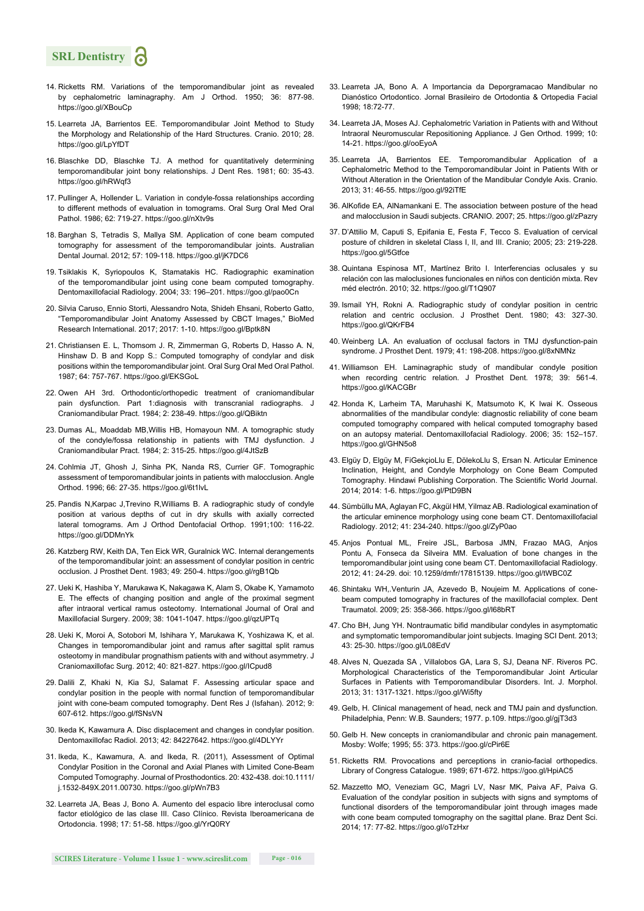14. Ricketts RM. Variations of the temporomandibular joint as revealed by cephalometric laminagraphy. Am J Orthod. 1950; 36: 877-98. https://goo.gl/XBouCp

15. Learreta JA, Barrientos EE. Temporomandibular Joint Method to Study the Morphology and Relationship of the Hard Structures. Cranio. 2010; 28. https://goo.gl/LpYfDT

16. Blaschke DD, Blaschke TJ. A method for quantitatively determining temporomandibular joint bony relationships. J Dent Res. 1981; 60: 35-43. https://goo.gl/hRWqf3

17. Pullinger A, Hollender L. Variation in condyle-fossa relationships according to different methods of evaluation in tomograms. Oral Surg Oral Med Oral Pathol. 1986; 62: 719-27. https://goo.gl/nXtv9s

18. Barghan S, Tetradis S, Mallya SM. Application of cone beam computed tomography for assessment of the temporomandibular joints. Australian Dental Journal. 2012; 57: 109-118. https://goo.gl/jK7DC6

19. Tsiklakis K, Syriopoulos K, Stamatakis HC. Radiographic examination of the temporomandibular joint using cone beam computed tomography. Dentomaxillofacial Radiology. 2004; 33: 196–201. https://goo.gl/pao0Cn

20. Silvia Caruso, Ennio Storti, Alessandro Nota, Shideh Ehsani, Roberto Gatto, "Temporomandibular Joint Anatomy Assessed by CBCT Images," BioMed Research International. 2017; 2017: 1-10. https://goo.gl/Bptk8N

21. Christiansen E. L, Thomsom J. R, Zimmerman G, Roberts D, Hasso A. N, Hinshaw D. B and Kopp S.: Computed tomography of condylar and disk positions within the temporomandibular joint. Oral Surg Oral Med Oral Pathol. 1987; 64: 757-767. https://goo.gl/EKSGoL

22. Owen AH 3rd. Orthodontic/orthopedic treatment of craniomandibular pain dysfunction. Part 1:diagnosis with transcranial radiographs. J Craniomandibular Pract. 1984; 2: 238-49. https://goo.gl/QBiktn

23. Dumas AL, Moaddab MB,Willis HB, Homayoun NM. A tomographic study of the condyle/fossa relationship in patients with TMJ dysfunction. J Craniomandibular Pract. 1984; 2: 315-25. https://goo.gl/4JtSzB

24. Cohlmia JT, Ghosh J, Sinha PK, Nanda RS, Currier GF. Tomographic assessment of temporomandibular joints in patients with malocclusion. Angle Orthod. 1996; 66: 27-35. https://goo.gl/6t1lvL

25. Pandis N,Karpac J,Trevino R,Williams B. A radiographic study of condyle position at various depths of cut in dry skulls with axially corrected lateral tomograms. Am J Orthod Dentofacial Orthop. 1991;100: 116-22. https://goo.gl/DDMnYk

26. Katzberg RW, Keith DA, Ten Eick WR, Guralnick WC. Internal derangements of the temporomandibular joint: an assessment of condylar position in centric occlusion. J Prosthet Dent. 1983; 49: 250-4. https://goo.gl/rgB1Qb

27. Ueki K, Hashiba Y, Marukawa K, Nakagawa K, Alam S, Okabe K, Yamamoto E. The effects of changing position and angle of the proximal segment after intraoral vertical ramus osteotomy. International Journal of Oral and Maxillofacial Surgery. 2009; 38: 1041-1047. https://goo.gl/qzUPTq

28. Ueki K, Moroi A, Sotobori M, Ishihara Y, Marukawa K, Yoshizawa K, et al. Changes in temporomandibular joint and ramus after sagittal split ramus osteotomy in mandibular prognathism patients with and without asymmetry. J Craniomaxillofac Surg. 2012; 40: 821-827. https://goo.gl/ICpud8

29. Dalili Z, Khaki N, Kia SJ, Salamat F. Assessing articular space and condylar position in the people with normal function of temporomandibular joint with cone-beam computed tomography. Dent Res J (Isfahan). 2012; 9: 607-612. https://goo.gl/fSNsVN

30. Ikeda K, Kawamura A. Disc displacement and changes in condylar position. Dentomaxillofac Radiol. 2013; 42: 84227642. https://goo.gl/4DLYYr

31. Ikeda, K., Kawamura, A. and Ikeda, R. (2011), Assessment of Optimal Condylar Position in the Coronal and Axial Planes with Limited Cone-Beam Computed Tomography. Journal of Prosthodontics. 20: 432-438. doi:10.1111/j.1532-849X.2011.00730. https://goo.gl/pWn7B3

32. Learreta JA, Beas J, Bono A. Aumento del espacio libre interoclusal como factor etiológico de las clase III. Caso Clínico. Revista Iberoamericana de Ortodoncia. 1998; 17: 51-58. https://goo.gl/YrQ0RY

33. Learreta JA, Bono A. A Importancia da Deporgramacao Mandibular no Dianóstico Ortodontico. Jornal Brasileiro de Ortodontia & Ortopedia Facial 1998; 18:72-77.

34. Learreta JA, Moses AJ. Cephalometric Variation in Patients with and Without Intraoral Neuromuscular Repositioning Appliance. J Gen Orthod. 1999; 10: 14-21. https://goo.gl/ooEyoA

35. Learreta JA, Barrientos EE. Temporomandibular Application of a Cephalometric Method to the Temporomandibular Joint in Patients With or Without Alteration in the Orientation of the Mandibular Condyle Axis. Cranio. 2013; 31: 46-55. https://goo.gl/92iTfE

36. AlKofide EA, AlNamankani E. The association between posture of the head and malocclusion in Saudi subjects. CRANIO. 2007; 25. https://goo.gl/zPazry

37. D'Attilio M, Caputi S, Epifania E, Festa F, Tecco S. Evaluation of cervical posture of children in skeletal Class I, II, and III. Cranio; 2005; 23: 219-228. https://goo.gl/5Gtfce

38. Quintana Espinosa MT, Martínez Brito I. Interferencias oclusales y su relación con las maloclusiones funcionales en niños con dentición mixta. Rev méd electrón. 2010; 32. https://goo.gl/T1Q907

39. Ismail YH, Rokni A. Radiographic study of condylar position in centric relation and centric occlusion. J Prosthet Dent. 1980; 43: 327-30. https://goo.gl/QKrFB4

40. Weinberg LA. An evaluation of occlusal factors in TMJ dysfunction-pain syndrome. J Prosthet Dent. 1979; 41: 198-208. https://goo.gl/8xNMNz

41. Williamson EH. Laminagraphic study of mandibular condyle position when recording centric relation. J Prosthet Dent. 1978; 39: 561-4. https://goo.gl/KACGBr

42. Honda K, Larheim TA, Maruhashi K, Matsumoto K, K Iwai K. Osseous abnormalities of the mandibular condyle: diagnostic reliability of cone beam computed tomography compared with helical computed tomography based on an autopsy material. Dentomaxillofacial Radiology. 2006; 35: 152–157. https://goo.gl/GHN5o8

43. Elgüy D, Elgüy M, FiGekçioLlu E, DölekoLlu S, Ersan N. Articular Eminence Inclination, Height, and Condyle Morphology on Cone Beam Computed Tomography. Hindawi Publishing Corporation. The Scientific World Journal. 2014; 2014: 1-6. https://goo.gl/PtD9BN

44. Sümbüllu MA, Aglayan FC, Akgül HM, Yilmaz AB. Radiological examination of the articular eminence morphology using cone beam CT. Dentomaxillofacial Radiology. 2012; 41: 234-240. https://goo.gl/ZyP0ao

45. Anjos Pontual ML, Freire JSL, Barbosa JMN, Frazao MAG, Anjos Pontu A, Fonseca da Silveira MM. Evaluation of bone changes in the temporomandibular joint using cone beam CT. Dentomaxillofacial Radiology. 2012; 41: 24-29. doi: 10.1259/dmfr/17815139. https://goo.gl/tWBC0Z

46. Shintaku WH,.Venturin JA, Azevedo B, Noujeim M. Applications of cone-beam computed tomography in fractures of the maxillofacial complex. Dent Traumatol. 2009; 25: 358-366. https://goo.gl/l68bRT

47. Cho BH, Jung YH. Nontraumatic bifid mandibular condyles in asymptomatic and symptomatic temporomandibular joint subjects. Imaging SCI Dent. 2013; 43: 25-30. https://goo.gl/L08EdV

48. Alves N, Quezada SA , Villalobos GA, Lara S, SJ, Deana NF. Riveros PC. Morphological Characteristics of the Temporomandibular Joint Articular Surfaces in Patients with Temporomandibular Disorders. Int. J. Morphol. 2013; 31: 1317-1321. https://goo.gl/Wi5fty

49. Gelb, H. Clinical management of head, neck and TMJ pain and dysfunction. Philadelphia, Penn: W.B. Saunders; 1977. p.109. https://goo.gl/gjT3d3

50. Gelb H. New concepts in craniomandibular and chronic pain management. Mosby: Wolfe; 1995; 55: 373. https://goo.gl/cPir6E

51. Ricketts RM. Provocations and perceptions in cranio-facial orthopedics. Library of Congress Catalogue. 1989; 671-672. https://goo.gl/HpiAC5

52. Mazzetto MO, Veneziam GC, Magri LV, Nasr MK, Paiva AF, Paiva G. Evaluation of the condylar position in subjects with signs and symptoms of functional disorders of the temporomandibular joint through images made with cone beam computed tomography on the sagittal plane. Braz Dent Sci. 2014; 17: 77-82. https://goo.gl/oTzHxr